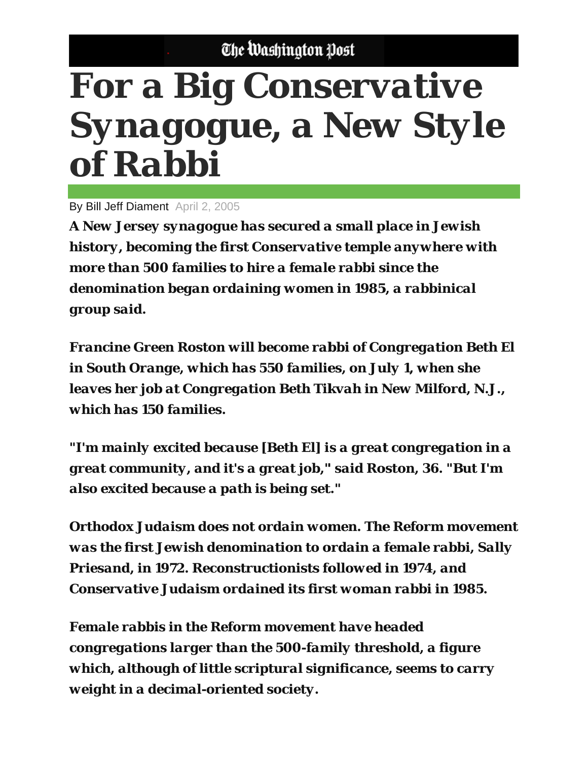The Washington Post

# For a Big Conservative Synagogue, a New Style of Rabbi

By Bill Jeff Diament April 2, 2005

**A New Jersey synagogue has secured a small place in Jewish history, becoming the first Conservative temple anywhere with more than 500 families to hire a female rabbi since the denomination began ordaining women in 1985, a rabbinical group said.**

**Francine Green Roston will become rabbi of Congregation Beth El in South Orange, which has 550 families, on July 1, when she leaves her job at Congregation Beth Tikvah in New Milford, N.J., which has 150 families.**

**"I'm mainly excited because [Beth El] is a great congregation in a great community, and it's a great job," said Roston, 36. "But I'm also excited because a path is being set."**

**Orthodox Judaism does not ordain women. The Reform movement was the first Jewish denomination to ordain a female rabbi, Sally Priesand, in 1972. Reconstructionists followed in 1974, and Conservative Judaism ordained its first woman rabbi in 1985.**

**Female rabbis in the Reform movement have headed congregations larger than the 500-family threshold, a figure which, although of little scriptural significance, seems to carry weight in a decimal-oriented society.**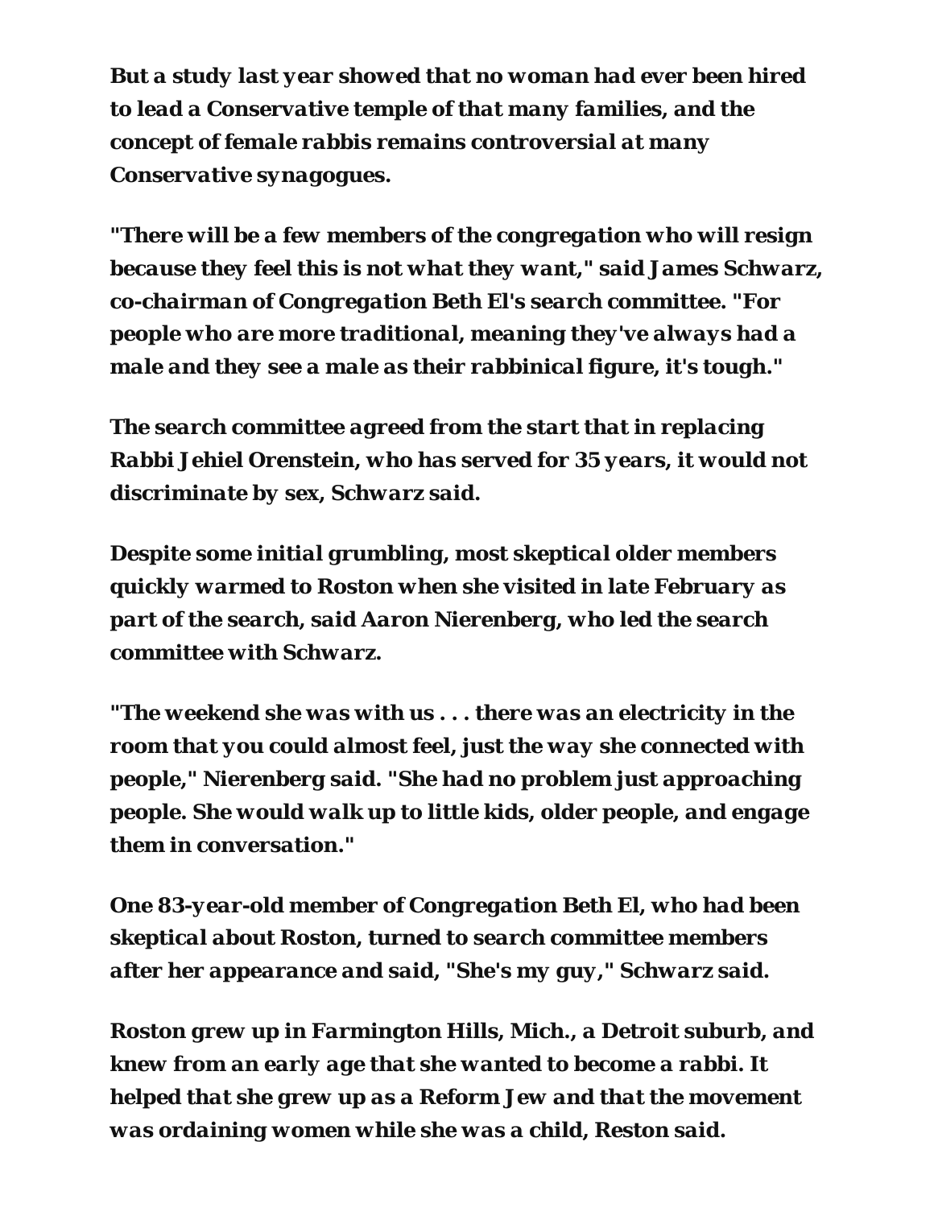But a study last year showed that no woman had ever been hired to lead a Conservative temple of that many families, and the concept of female rabbis remains controversial at many Conservative synagogues.

"There will be a few members of the congregation who will resign because they feel this is not what they want," said James Schwarz, co-chairman of Congregation Beth El's search committee. "For people who are more traditional, meaning they've always had a male and they see a male as their rabbinical figure, it's tough."

The search committee agreed from the start that in replacing Rabbi Jehiel Orenstein, who has served for 35 years, it would not discriminate by sex, Schwarz said.

Despite some initial grumbling, most skeptical older members quickly warmed to Roston when she visited in late February as part of the search, said Aaron Nierenberg, who led the search committee with Schwarz.

"The weekend she was with us . . . there was an electricity in the room that you could almost feel, just the way she connected with people," Nierenberg said. "She had no problem just approaching people. She would walk up to little kids, older people, and engage them in conversation."

One 83-year-old member of Congregation Beth El, who had been skeptical about Roston, turned to search committee members after her appearance and said, "She's my guy," Schwarz said.

Roston grew up in Farmington Hills, Mich., a Detroit suburb, and knew from an early age that she wanted to become a rabbi. It helped that she grew up as a Reform Jew and that the movement was ordaining women while she was a child, Reston said.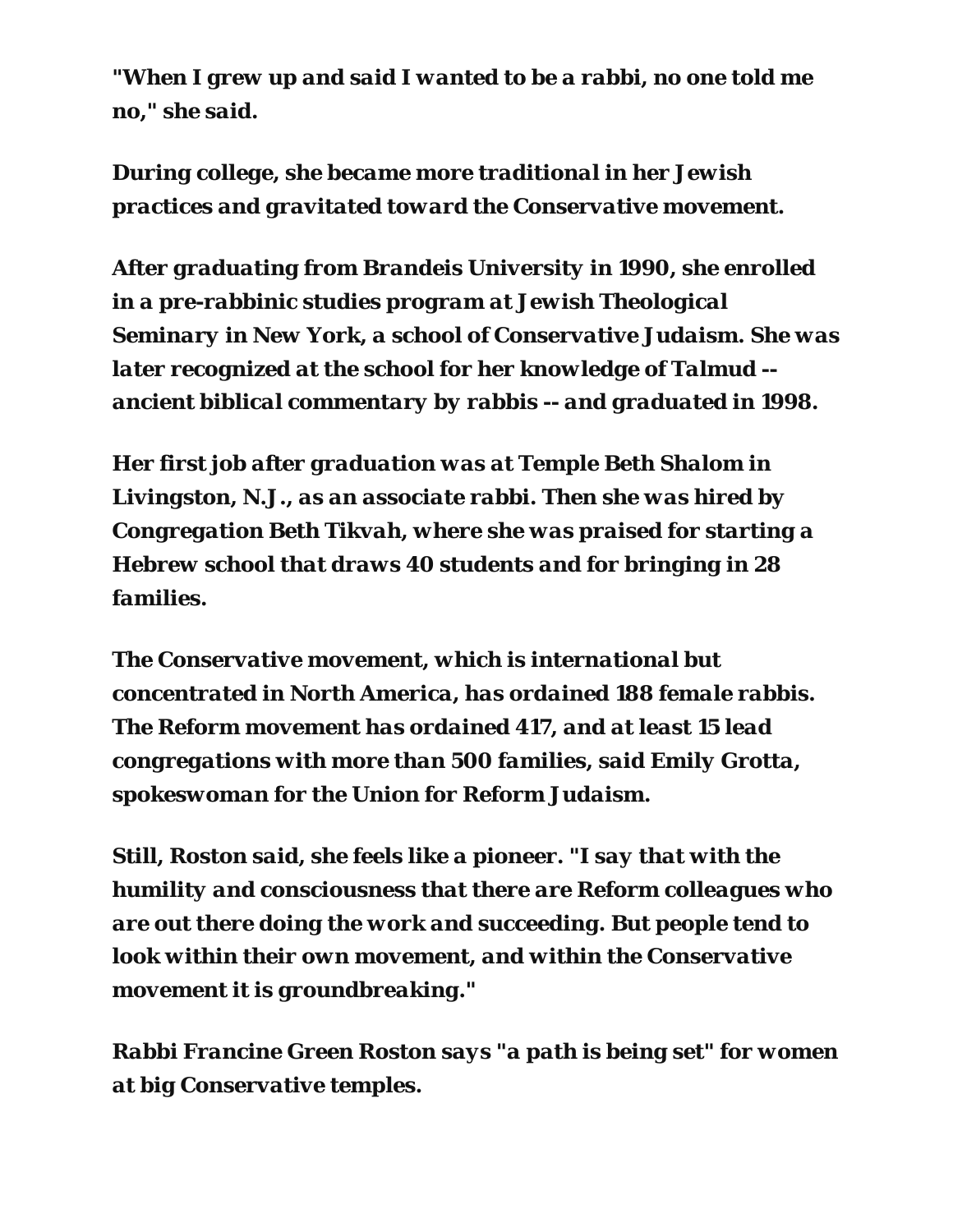"When I grew up and said I wanted to be a rabbi, no one told me no," she said.

During college, she became more traditional in her Jewish practices and gravitated toward the Conservative movement.

After graduating from Brandeis University in 1990, she enrolled in a pre-rabbinic studies program at Jewish Theological Seminary in New York, a school of Conservative Judaism. She was later recognized at the school for her knowledge of Talmud -- ancient biblical commentary by rabbis -- and graduated in 1998.

Her first job after graduation was at Temple Beth Shalom in Livingston, N.J., as an associate rabbi. Then she was hired by Congregation Beth Tikvah, where she was praised for starting a Hebrew school that draws 40 students and for bringing in 28 families.

The Conservative movement, which is international but concentrated in North America, has ordained 188 female rabbis. The Reform movement has ordained 417, and at least 15 lead congregations with more than 500 families, said Emily Grotta, spokeswoman for the Union for Reform Judaism.

Still, Roston said, she feels like a pioneer. "I say that with the humility and consciousness that there are Reform colleagues who are out there doing the work and succeeding. But people tend to look within their own movement, and within the Conservative movement it is groundbreaking."

Rabbi Francine Green Roston says "a path is being set" for women at big Conservative temples.